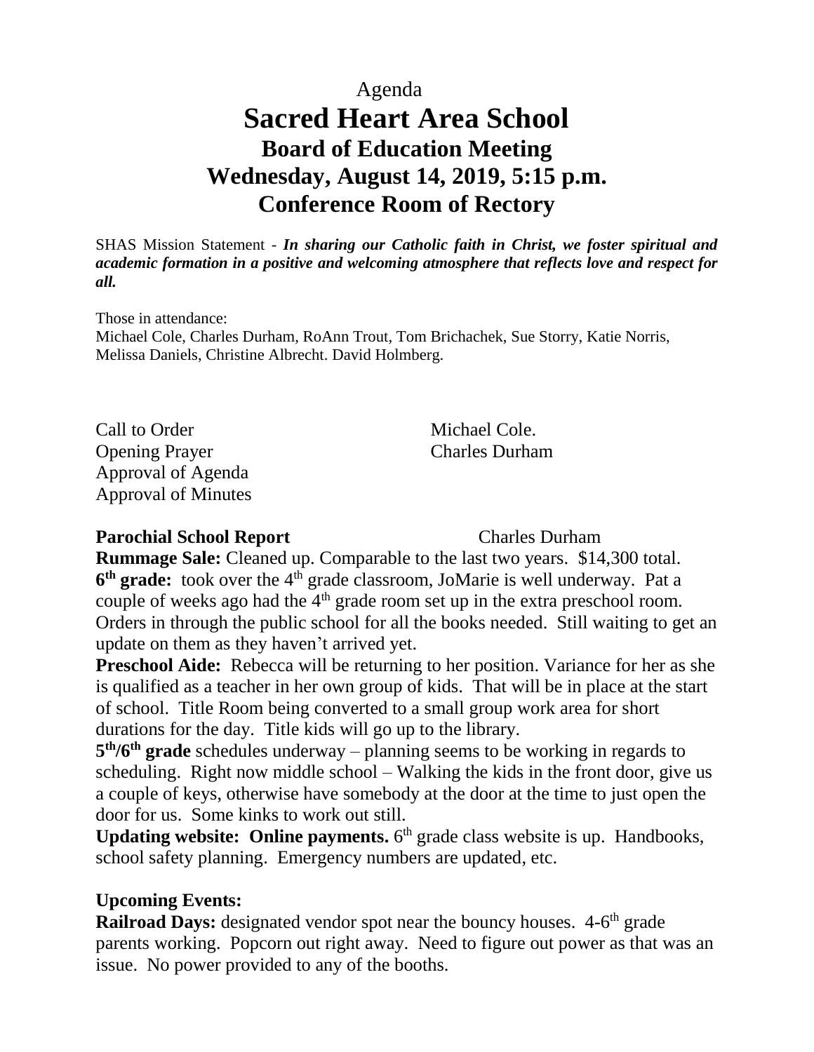Agenda

# Sacred Heart Area School

## Board of Education Meeting

## Wednesday, August 14, 2019, 5:15 p.m.

## Conference Room of Rectory

SHAS Mission Statement - ***In sharing our Catholic faith in Christ, we foster spiritual and academic formation in a positive and welcoming atmosphere that reflects love and respect for all.***

Those in attendance:
Michael Cole, Charles Durham, RoAnn Trout, Tom Brichachek, Sue Storry, Katie Norris, Melissa Daniels, Christine Albrecht. David Holmberg.

Call to Order — Michael Cole.
Opening Prayer — Charles Durham
Approval of Agenda
Approval of Minutes

**Parochial School Report** — Charles Durham

**Rummage Sale:** Cleaned up. Comparable to the last two years. $14,300 total.

**6th grade:** took over the 4th grade classroom, JoMarie is well underway. Pat a couple of weeks ago had the 4th grade room set up in the extra preschool room. Orders in through the public school for all the books needed. Still waiting to get an update on them as they haven't arrived yet.

**Preschool Aide:** Rebecca will be returning to her position. Variance for her as she is qualified as a teacher in her own group of kids. That will be in place at the start of school. Title Room being converted to a small group work area for short durations for the day. Title kids will go up to the library.

**5th/6th grade** schedules underway – planning seems to be working in regards to scheduling. Right now middle school – Walking the kids in the front door, give us a couple of keys, otherwise have somebody at the door at the time to just open the door for us. Some kinks to work out still.

**Updating website: Online payments.** 6th grade class website is up. Handbooks, school safety planning. Emergency numbers are updated, etc.

**Upcoming Events:**

**Railroad Days:** designated vendor spot near the bouncy houses. 4-6th grade parents working. Popcorn out right away. Need to figure out power as that was an issue. No power provided to any of the booths.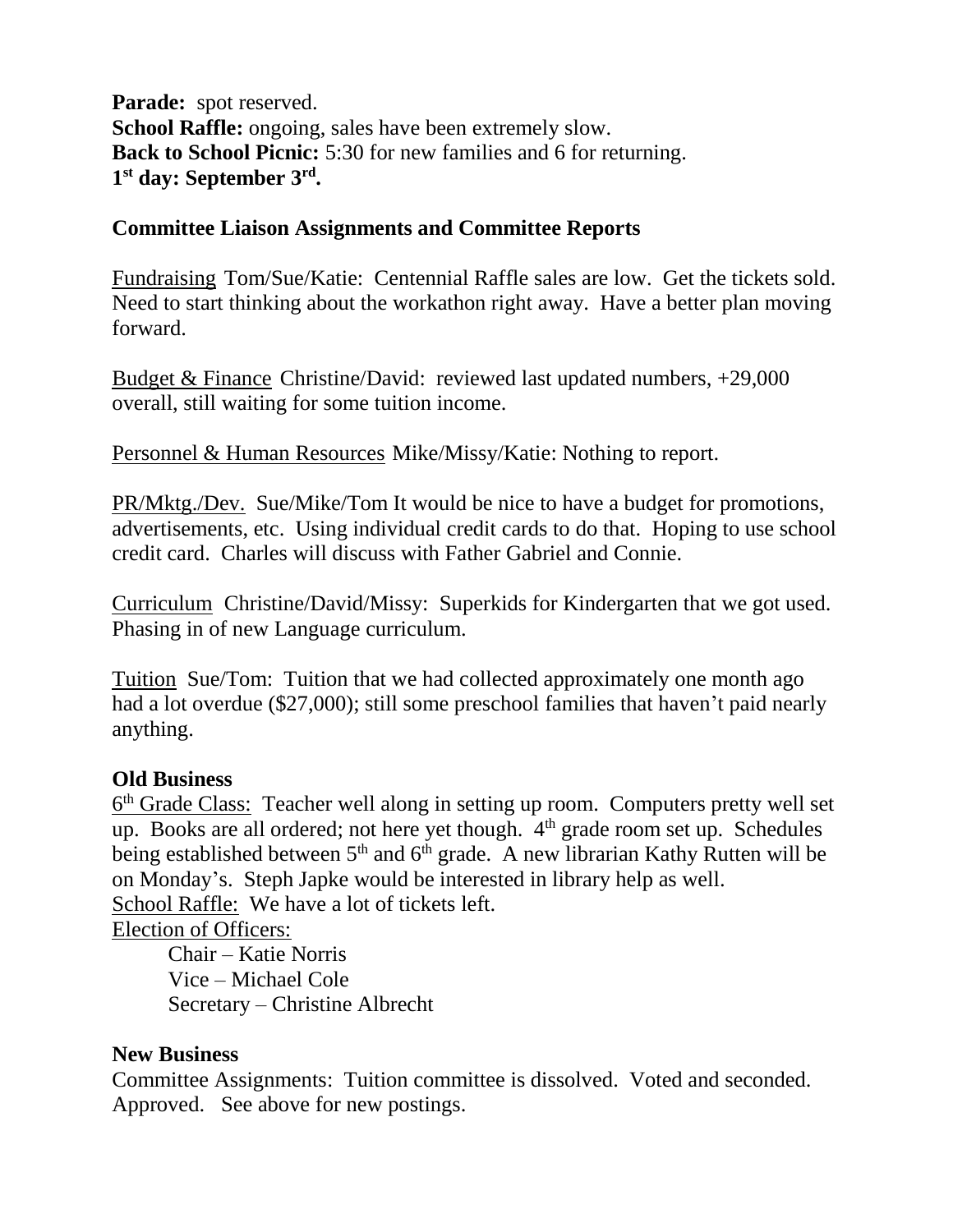**Parade:** spot reserved.
**School Raffle:** ongoing, sales have been extremely slow.
**Back to School Picnic:** 5:30 for new families and 6 for returning.
**1st day: September 3rd.**

### Committee Liaison Assignments and Committee Reports

Fundraising Tom/Sue/Katie: Centennial Raffle sales are low. Get the tickets sold. Need to start thinking about the workathon right away. Have a better plan moving forward.

Budget & Finance Christine/David: reviewed last updated numbers, +29,000 overall, still waiting for some tuition income.

Personnel & Human Resources Mike/Missy/Katie: Nothing to report.

PR/Mktg./Dev. Sue/Mike/Tom It would be nice to have a budget for promotions, advertisements, etc. Using individual credit cards to do that. Hoping to use school credit card. Charles will discuss with Father Gabriel and Connie.

Curriculum Christine/David/Missy: Superkids for Kindergarten that we got used. Phasing in of new Language curriculum.

Tuition Sue/Tom: Tuition that we had collected approximately one month ago had a lot overdue ($27,000); still some preschool families that haven't paid nearly anything.

### Old Business

6th Grade Class: Teacher well along in setting up room. Computers pretty well set up. Books are all ordered; not here yet though. 4th grade room set up. Schedules being established between 5th and 6th grade. A new librarian Kathy Rutten will be on Monday's. Steph Japke would be interested in library help as well.
School Raffle: We have a lot of tickets left.
Election of Officers:

Chair – Katie Norris
Vice – Michael Cole
Secretary – Christine Albrecht

### New Business

Committee Assignments: Tuition committee is dissolved. Voted and seconded. Approved. See above for new postings.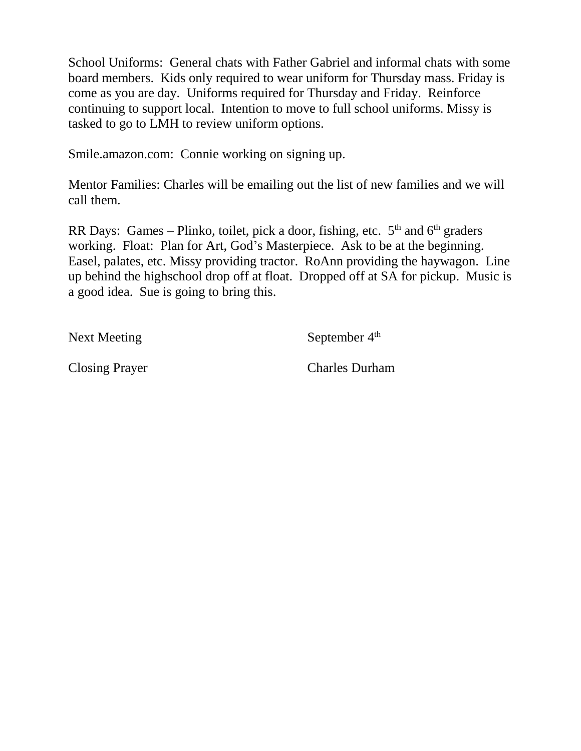School Uniforms: General chats with Father Gabriel and informal chats with some board members. Kids only required to wear uniform for Thursday mass. Friday is come as you are day. Uniforms required for Thursday and Friday. Reinforce continuing to support local. Intention to move to full school uniforms. Missy is tasked to go to LMH to review uniform options.

Smile.amazon.com: Connie working on signing up.

Mentor Families: Charles will be emailing out the list of new families and we will call them.

RR Days: Games – Plinko, toilet, pick a door, fishing, etc. 5th and 6th graders working. Float: Plan for Art, God's Masterpiece. Ask to be at the beginning. Easel, palates, etc. Missy providing tractor. RoAnn providing the haywagon. Line up behind the highschool drop off at float. Dropped off at SA for pickup. Music is a good idea. Sue is going to bring this.

Next Meeting September 4th

Closing Prayer Charles Durham